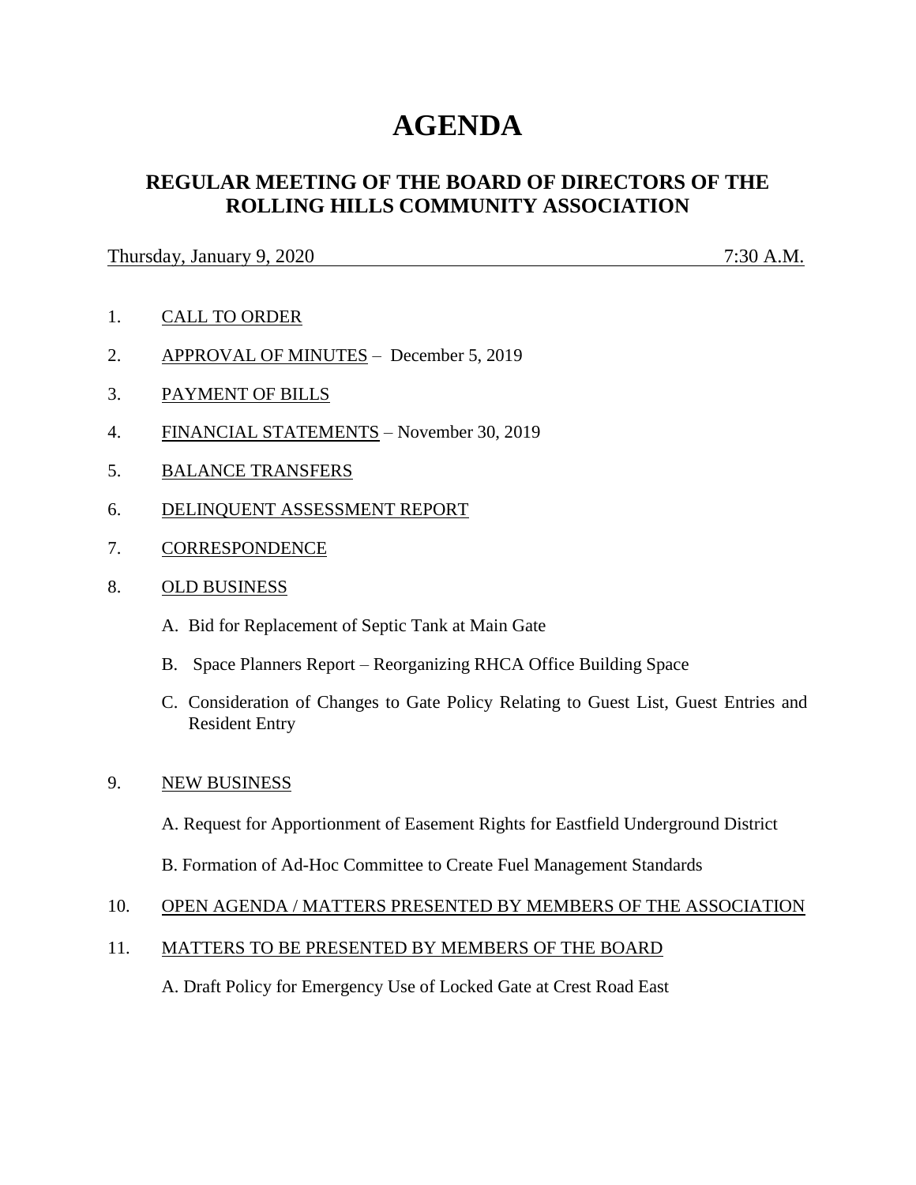# AGENDA

## REGULAR MEETING OF THE BOARD OF DIRECTORS OF THE ROLLING HILLS COMMUNITY ASSOCIATION

Thursday, January 9, 2020 7:30 A.M.

1. CALL TO ORDER
2. APPROVAL OF MINUTES – December 5, 2019
3. PAYMENT OF BILLS
4. FINANCIAL STATEMENTS – November 30, 2019
5. BALANCE TRANSFERS
6. DELINQUENT ASSESSMENT REPORT
7. CORRESPONDENCE
8. OLD BUSINESS

   A. Bid for Replacement of Septic Tank at Main Gate

   B. Space Planners Report – Reorganizing RHCA Office Building Space

   C. Consideration of Changes to Gate Policy Relating to Guest List, Guest Entries and Resident Entry

9. NEW BUSINESS

   A. Request for Apportionment of Easement Rights for Eastfield Underground District

   B. Formation of Ad-Hoc Committee to Create Fuel Management Standards

10. OPEN AGENDA / MATTERS PRESENTED BY MEMBERS OF THE ASSOCIATION
11. MATTERS TO BE PRESENTED BY MEMBERS OF THE BOARD

    A. Draft Policy for Emergency Use of Locked Gate at Crest Road East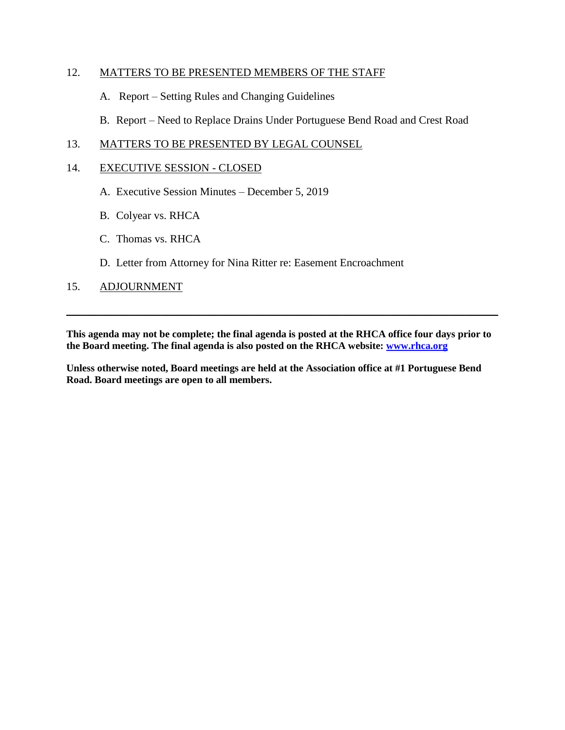12. MATTERS TO BE PRESENTED MEMBERS OF THE STAFF

    A. Report – Setting Rules and Changing Guidelines

    B. Report – Need to Replace Drains Under Portuguese Bend Road and Crest Road

13. MATTERS TO BE PRESENTED BY LEGAL COUNSEL

14. EXECUTIVE SESSION - CLOSED

    A. Executive Session Minutes – December 5, 2019

    B. Colyear vs. RHCA

    C. Thomas vs. RHCA

    D. Letter from Attorney for Nina Ritter re: Easement Encroachment

15. ADJOURNMENT

---

**This agenda may not be complete; the final agenda is posted at the RHCA office four days prior to the Board meeting. The final agenda is also posted on the RHCA website: [www.rhca.org](http://www.rhca.org)**

**Unless otherwise noted, Board meetings are held at the Association office at #1 Portuguese Bend Road. Board meetings are open to all members.**